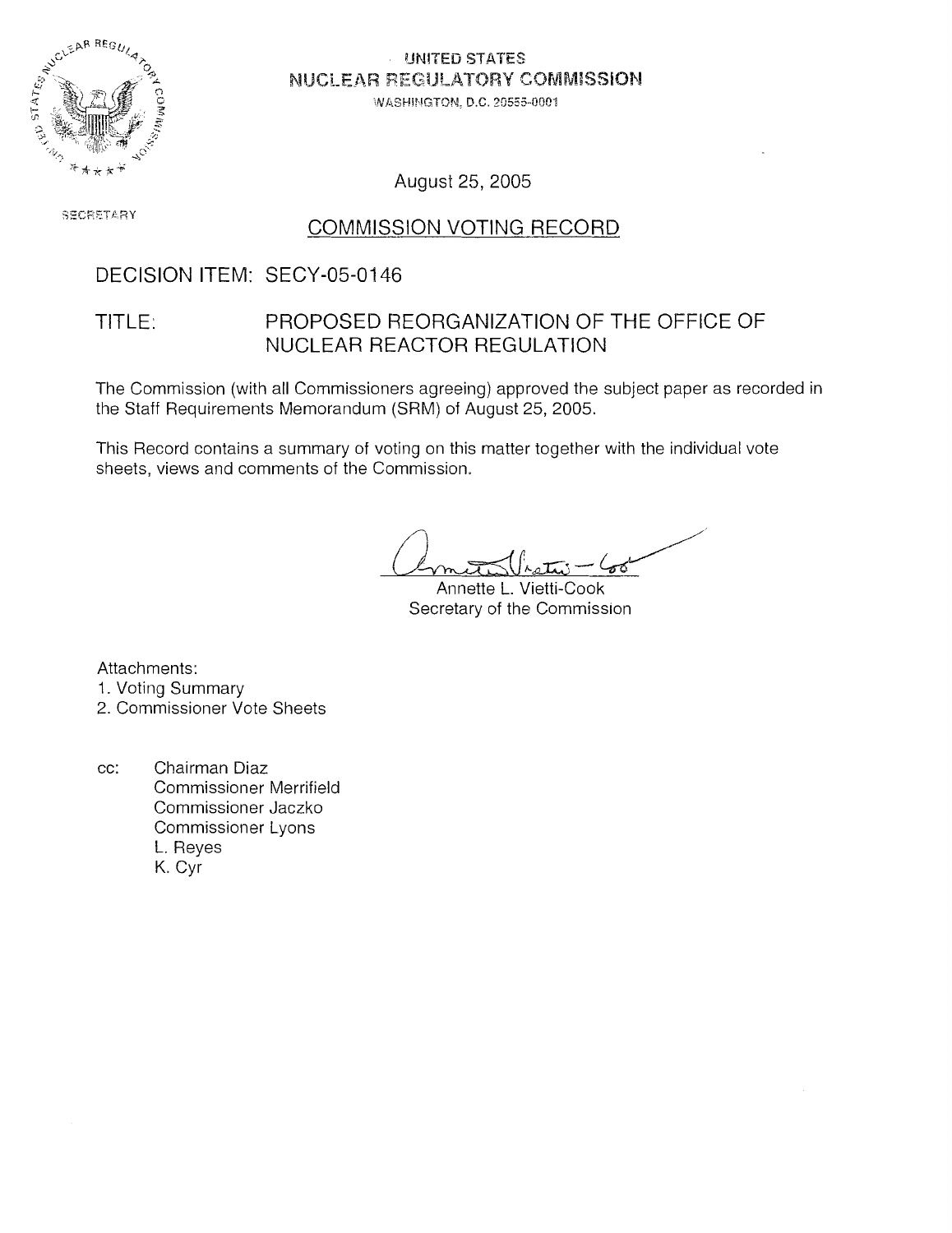UNITED STATES
NUCLEAR REGULATORY COMMISSION
WASHINGTON, D.C. 20555-0001

August 25, 2005

SECRETARY

## COMMISSION VOTING RECORD

DECISION ITEM: SECY-05-0146

TITLE: PROPOSED REORGANIZATION OF THE OFFICE OF NUCLEAR REACTOR REGULATION

The Commission (with all Commissioners agreeing) approved the subject paper as recorded in the Staff Requirements Memorandum (SRM) of August 25, 2005.

This Record contains a summary of voting on this matter together with the individual vote sheets, views and comments of the Commission.

Annette L. Vietti-Cook
Secretary of the Commission

Attachments:
1. Voting Summary
2. Commissioner Vote Sheets

cc: Chairman Diaz
Commissioner Merrifield
Commissioner Jaczko
Commissioner Lyons
L. Reyes
K. Cyr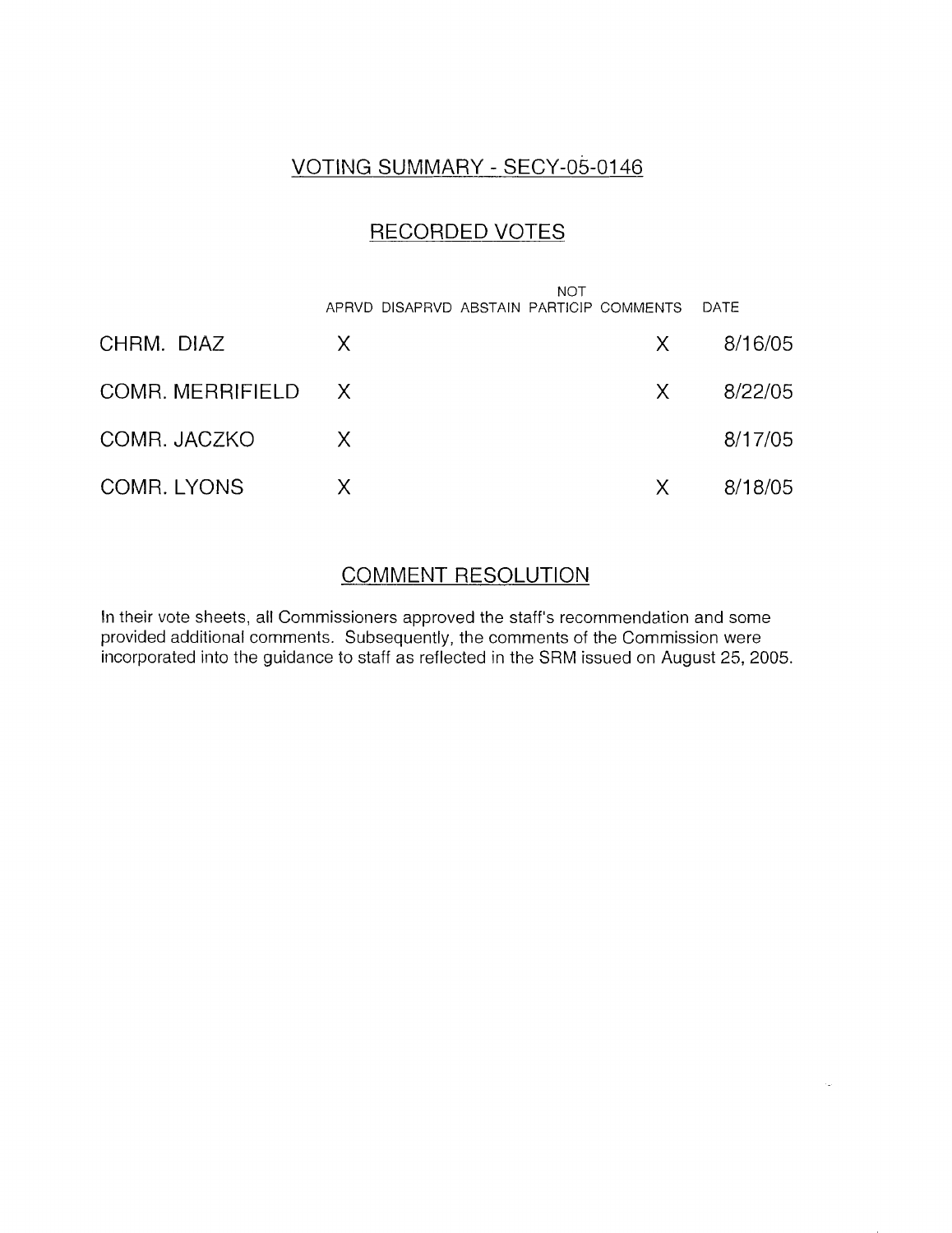## VOTING SUMMARY - SECY-05-0146

## RECORDED VOTES

| | APRVD | DISAPRVD | ABSTAIN | NOT PARTICIP | COMMENTS | DATE |
|---|---|---|---|---|---|---|
| CHRM. DIAZ | X | | | | X | 8/16/05 |
| COMR. MERRIFIELD | X | | | | X | 8/22/05 |
| COMR. JACZKO | X | | | | | 8/17/05 |
| COMR. LYONS | X | | | | X | 8/18/05 |

## COMMENT RESOLUTION

In their vote sheets, all Commissioners approved the staff's recommendation and some provided additional comments. Subsequently, the comments of the Commission were incorporated into the guidance to staff as reflected in the SRM issued on August 25, 2005.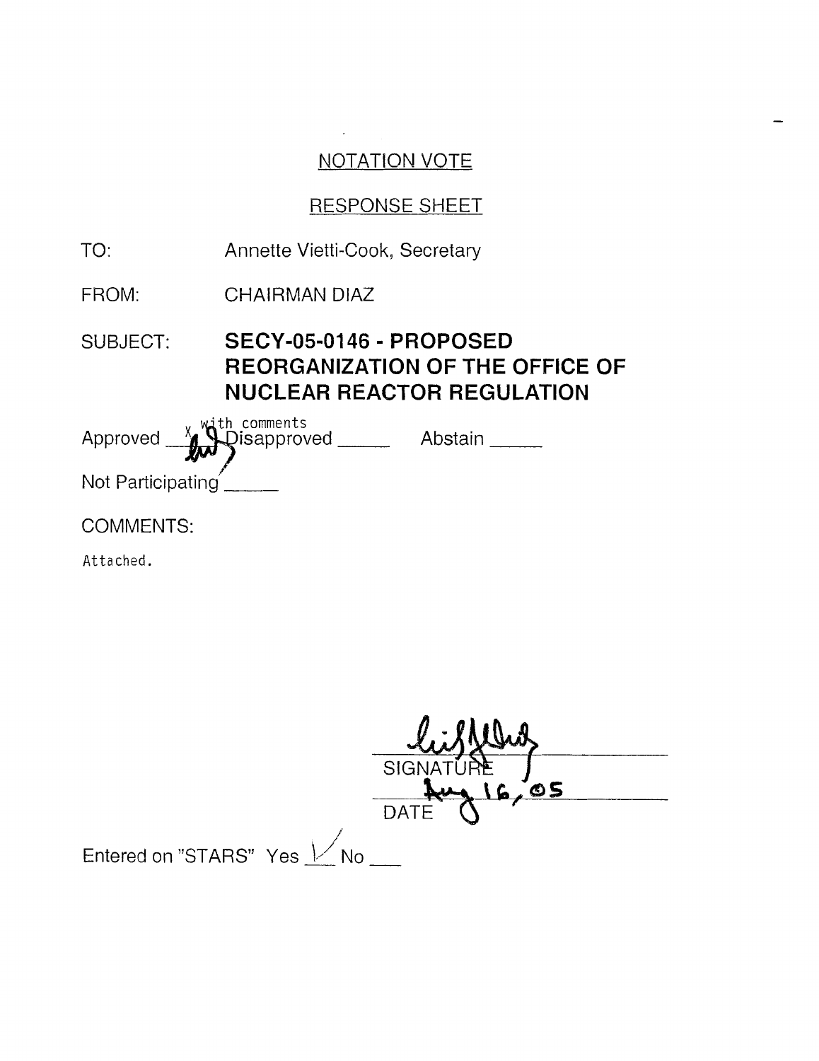## NOTATION VOTE

## RESPONSE SHEET

TO: Annette Vietti-Cook, Secretary

FROM: CHAIRMAN DIAZ

SUBJECT: **SECY-05-0146 - PROPOSED REORGANIZATION OF THE OFFICE OF NUCLEAR REACTOR REGULATION**

Approved X with comments Disapproved _____ Abstain _____

Not Participating _____

COMMENTS:

Attached.

SIGNATURE

Aug 16, 05

DATE

Entered on "STARS" Yes ✓ No ___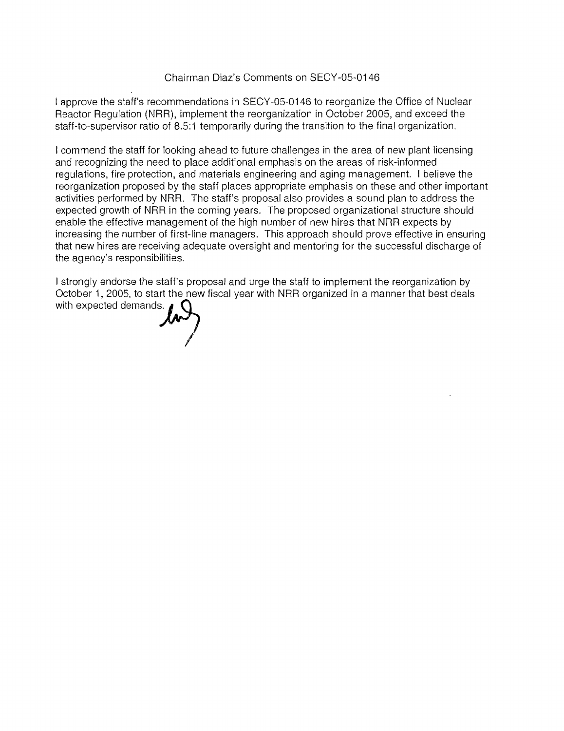Chairman Diaz's Comments on SECY-05-0146

I approve the staff's recommendations in SECY-05-0146 to reorganize the Office of Nuclear Reactor Regulation (NRR), implement the reorganization in October 2005, and exceed the staff-to-supervisor ratio of 8.5:1 temporarily during the transition to the final organization.

I commend the staff for looking ahead to future challenges in the area of new plant licensing and recognizing the need to place additional emphasis on the areas of risk-informed regulations, fire protection, and materials engineering and aging management. I believe the reorganization proposed by the staff places appropriate emphasis on these and other important activities performed by NRR. The staff's proposal also provides a sound plan to address the expected growth of NRR in the coming years. The proposed organizational structure should enable the effective management of the high number of new hires that NRR expects by increasing the number of first-line managers. This approach should prove effective in ensuring that new hires are receiving adequate oversight and mentoring for the successful discharge of the agency's responsibilities.

I strongly endorse the staff's proposal and urge the staff to implement the reorganization by October 1, 2005, to start the new fiscal year with NRR organized in a manner that best deals with expected demands.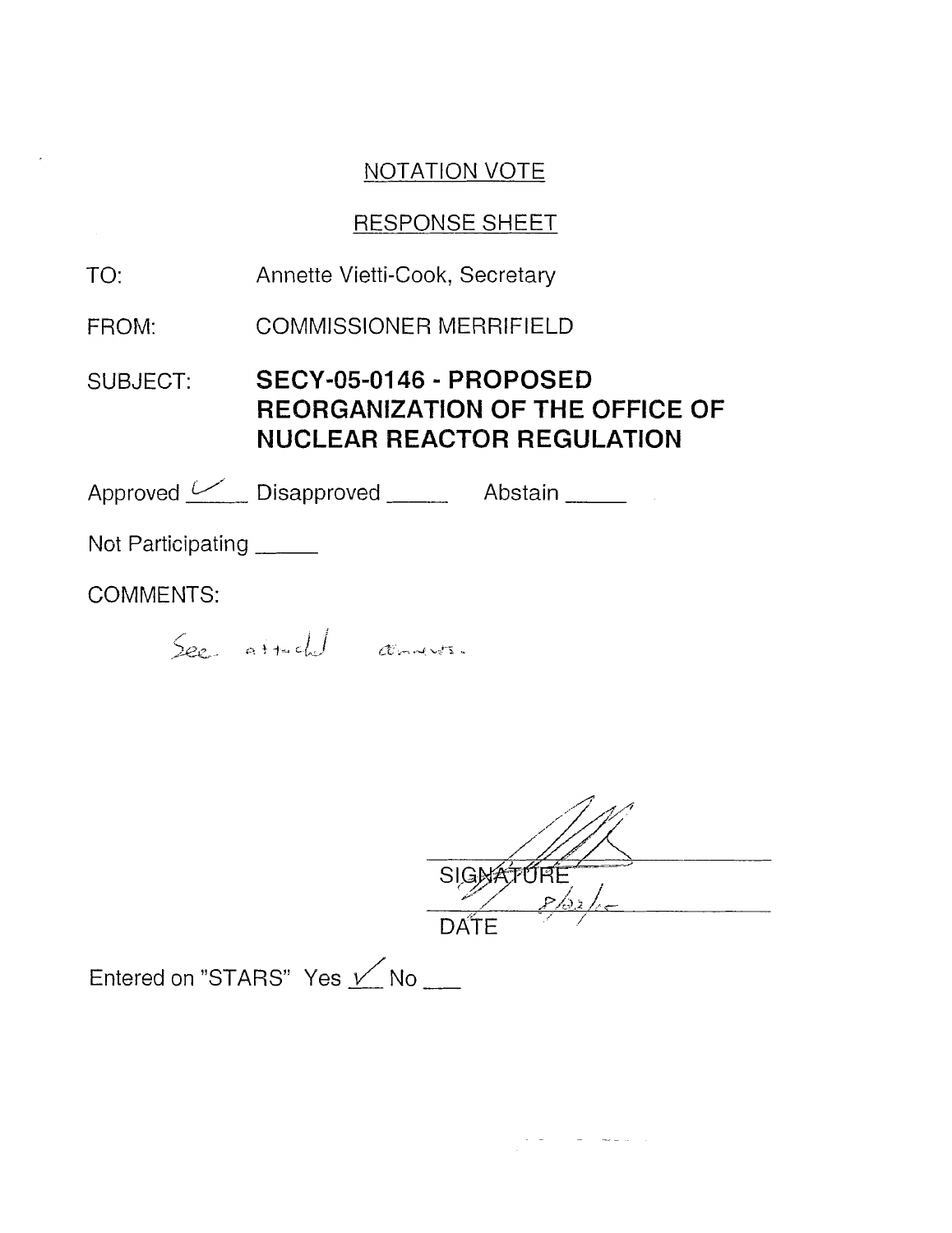NOTATION VOTE

RESPONSE SHEET

TO: Annette Vietti-Cook, Secretary

FROM: COMMISSIONER MERRIFIELD

SUBJECT: **SECY-05-0146 - PROPOSED REORGANIZATION OF THE OFFICE OF NUCLEAR REACTOR REGULATION**

Approved ✓ Disapproved ______ Abstain ______

Not Participating ______

COMMENTS:

See attached comments.

SIGNATURE

8/22/05

DATE

Entered on "STARS" Yes ✓ No ___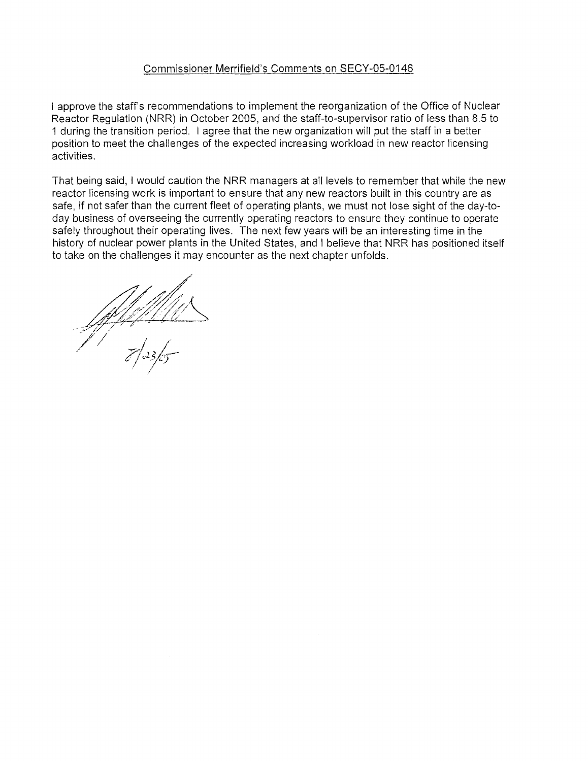Commissioner Merrifield's Comments on SECY-05-0146

I approve the staff's recommendations to implement the reorganization of the Office of Nuclear Reactor Regulation (NRR) in October 2005, and the staff-to-supervisor ratio of less than 8.5 to 1 during the transition period. I agree that the new organization will put the staff in a better position to meet the challenges of the expected increasing workload in new reactor licensing activities.

That being said, I would caution the NRR managers at all levels to remember that while the new reactor licensing work is important to ensure that any new reactors built in this country are as safe, if not safer than the current fleet of operating plants, we must not lose sight of the day-to-day business of overseeing the currently operating reactors to ensure they continue to operate safely throughout their operating lives. The next few years will be an interesting time in the history of nuclear power plants in the United States, and I believe that NRR has positioned itself to take on the challenges it may encounter as the next chapter unfolds.

7/23/05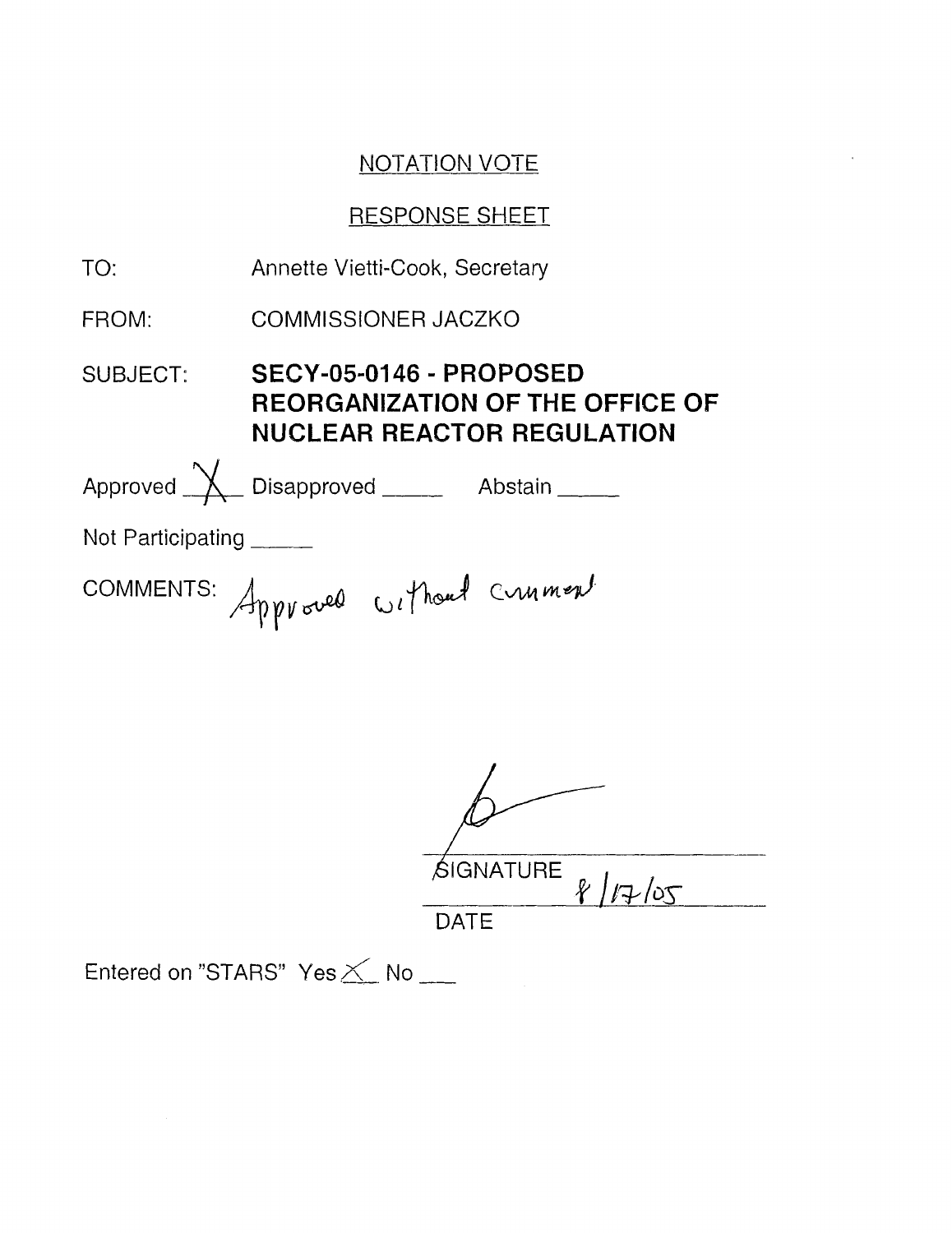NOTATION VOTE

RESPONSE SHEET

TO: Annette Vietti-Cook, Secretary

FROM: COMMISSIONER JACZKO

SUBJECT: **SECY-05-0146 - PROPOSED REORGANIZATION OF THE OFFICE OF NUCLEAR REACTOR REGULATION**

Approved X Disapproved _____ Abstain _____

Not Participating _____

COMMENTS: Approved without comment

SIGNATURE

8/17/05

DATE

Entered on "STARS" Yes X No ___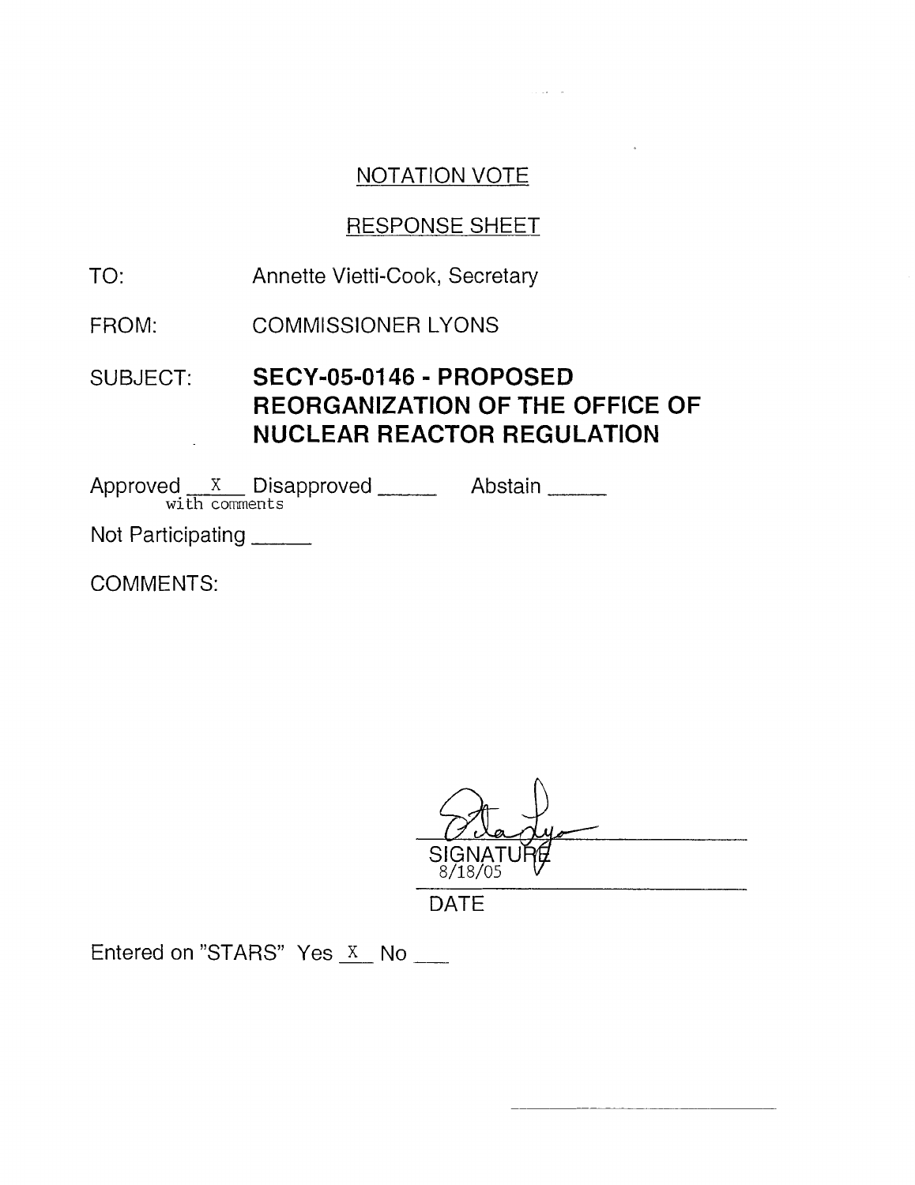NOTATION VOTE

RESPONSE SHEET

TO: Annette Vietti-Cook, Secretary

FROM: COMMISSIONER LYONS

SUBJECT: **SECY-05-0146 - PROPOSED REORGANIZATION OF THE OFFICE OF NUCLEAR REACTOR REGULATION**

Approved __X__ Disapproved _____ Abstain _____
with comments

Not Participating _____

COMMENTS:

SIGNATURE

8/18/05

DATE

Entered on "STARS" Yes _X_ No ___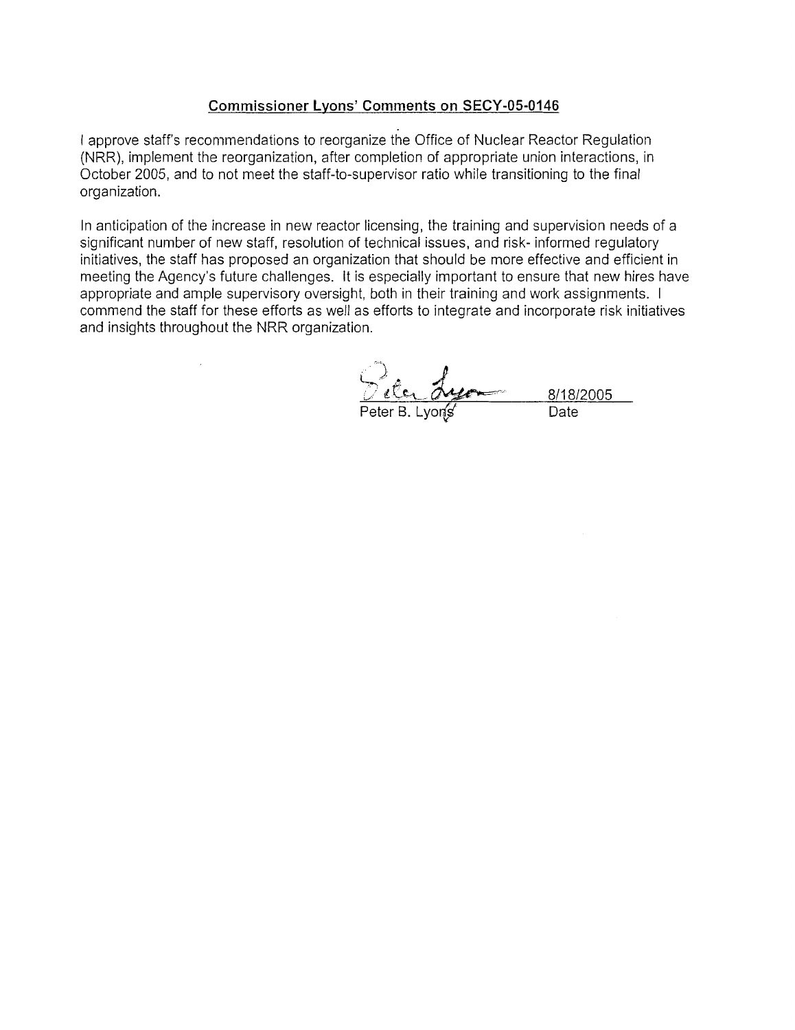## Commissioner Lyons' Comments on SECY-05-0146

I approve staff's recommendations to reorganize the Office of Nuclear Reactor Regulation (NRR), implement the reorganization, after completion of appropriate union interactions, in October 2005, and to not meet the staff-to-supervisor ratio while transitioning to the final organization.

In anticipation of the increase in new reactor licensing, the training and supervision needs of a significant number of new staff, resolution of technical issues, and risk- informed regulatory initiatives, the staff has proposed an organization that should be more effective and efficient in meeting the Agency's future challenges. It is especially important to ensure that new hires have appropriate and ample supervisory oversight, both in their training and work assignments. I commend the staff for these efforts as well as efforts to integrate and incorporate risk initiatives and insights throughout the NRR organization.

Peter B. Lyons — 8/18/2005

Date